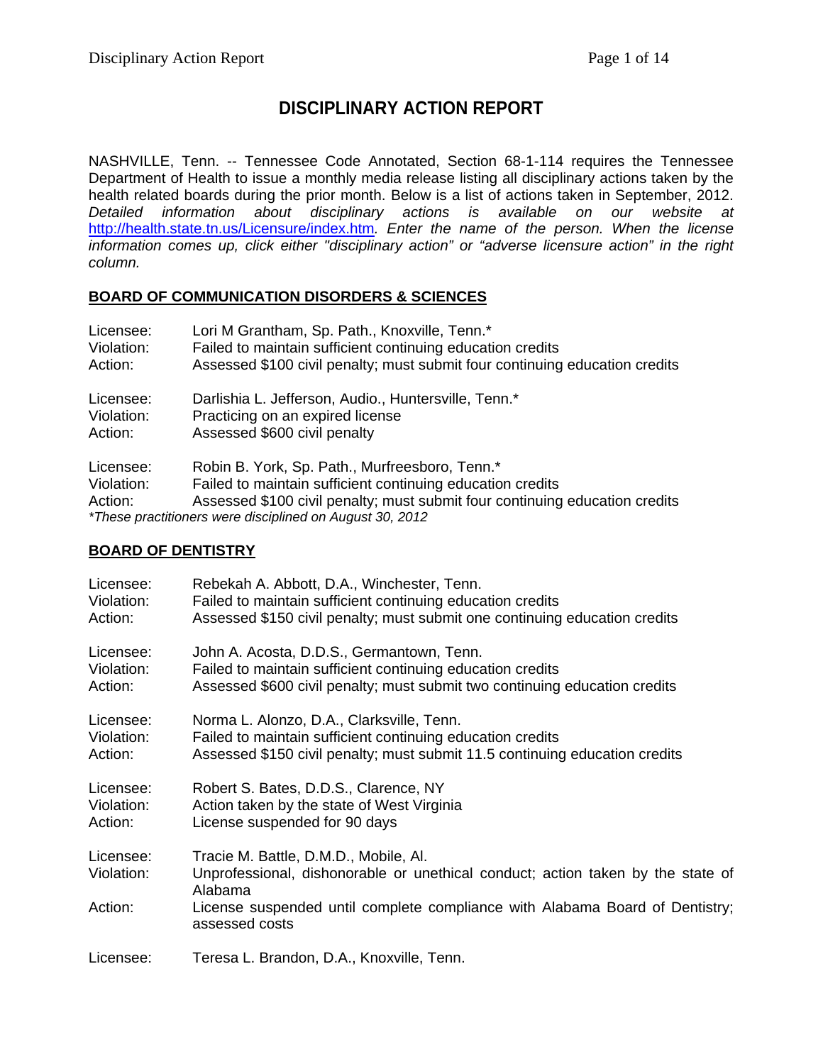# DISCIPLINARY ACTION REPORT

NASHVILLE, Tenn. -- Tennessee Code Annotated, Section 68-1-114 requires the Tennessee Department of Health to issue a monthly media release listing all disciplinary actions taken by the health related boards during the prior month. Below is a list of actions taken in September, 2012. *Detailed information about disciplinary actions is available on our website at* [http://health.state.tn.us/Licensure/index.htm](http://health.state.tn.us/Licensure/index.htm). *Enter the name of the person. When the license information comes up, click either "disciplinary action" or "adverse licensure action" in the right column.*

## BOARD OF COMMUNICATION DISORDERS & SCIENCES

Licensee: Lori M Grantham, Sp. Path., Knoxville, Tenn.*
Violation: Failed to maintain sufficient continuing education credits
Action: Assessed $100 civil penalty; must submit four continuing education credits

Licensee: Darlishia L. Jefferson, Audio., Huntersville, Tenn.*
Violation: Practicing on an expired license
Action: Assessed $600 civil penalty

Licensee: Robin B. York, Sp. Path., Murfreesboro, Tenn.*
Violation: Failed to maintain sufficient continuing education credits
Action: Assessed $100 civil penalty; must submit four continuing education credits
*\*These practitioners were disciplined on August 30, 2012*

## BOARD OF DENTISTRY

Licensee: Rebekah A. Abbott, D.A., Winchester, Tenn.
Violation: Failed to maintain sufficient continuing education credits
Action: Assessed $150 civil penalty; must submit one continuing education credits

Licensee: John A. Acosta, D.D.S., Germantown, Tenn.
Violation: Failed to maintain sufficient continuing education credits
Action: Assessed $600 civil penalty; must submit two continuing education credits

Licensee: Norma L. Alonzo, D.A., Clarksville, Tenn.
Violation: Failed to maintain sufficient continuing education credits
Action: Assessed $150 civil penalty; must submit 11.5 continuing education credits

Licensee: Robert S. Bates, D.D.S., Clarence, NY
Violation: Action taken by the state of West Virginia
Action: License suspended for 90 days

Licensee: Tracie M. Battle, D.M.D., Mobile, Al.
Violation: Unprofessional, dishonorable or unethical conduct; action taken by the state of Alabama
Action: License suspended until complete compliance with Alabama Board of Dentistry; assessed costs

Licensee: Teresa L. Brandon, D.A., Knoxville, Tenn.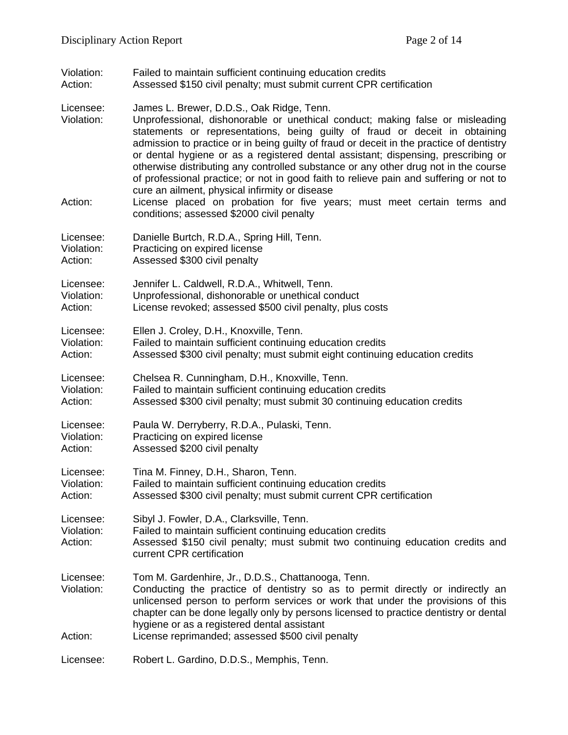Violation: Failed to maintain sufficient continuing education credits
Action: Assessed $150 civil penalty; must submit current CPR certification

Licensee: James L. Brewer, D.D.S., Oak Ridge, Tenn.
Violation: Unprofessional, dishonorable or unethical conduct; making false or misleading statements or representations, being guilty of fraud or deceit in obtaining admission to practice or in being guilty of fraud or deceit in the practice of dentistry or dental hygiene or as a registered dental assistant; dispensing, prescribing or otherwise distributing any controlled substance or any other drug not in the course of professional practice; or not in good faith to relieve pain and suffering or not to cure an ailment, physical infirmity or disease
Action: License placed on probation for five years; must meet certain terms and conditions; assessed $2000 civil penalty

Licensee: Danielle Burtch, R.D.A., Spring Hill, Tenn.
Violation: Practicing on expired license
Action: Assessed $300 civil penalty

Licensee: Jennifer L. Caldwell, R.D.A., Whitwell, Tenn.
Violation: Unprofessional, dishonorable or unethical conduct
Action: License revoked; assessed $500 civil penalty, plus costs

Licensee: Ellen J. Croley, D.H., Knoxville, Tenn.
Violation: Failed to maintain sufficient continuing education credits
Action: Assessed $300 civil penalty; must submit eight continuing education credits

Licensee: Chelsea R. Cunningham, D.H., Knoxville, Tenn.
Violation: Failed to maintain sufficient continuing education credits
Action: Assessed $300 civil penalty; must submit 30 continuing education credits

Licensee: Paula W. Derryberry, R.D.A., Pulaski, Tenn.
Violation: Practicing on expired license
Action: Assessed $200 civil penalty

Licensee: Tina M. Finney, D.H., Sharon, Tenn.
Violation: Failed to maintain sufficient continuing education credits
Action: Assessed $300 civil penalty; must submit current CPR certification

Licensee: Sibyl J. Fowler, D.A., Clarksville, Tenn.
Violation: Failed to maintain sufficient continuing education credits
Action: Assessed $150 civil penalty; must submit two continuing education credits and current CPR certification

Licensee: Tom M. Gardenhire, Jr., D.D.S., Chattanooga, Tenn.
Violation: Conducting the practice of dentistry so as to permit directly or indirectly an unlicensed person to perform services or work that under the provisions of this chapter can be done legally only by persons licensed to practice dentistry or dental hygiene or as a registered dental assistant
Action: License reprimanded; assessed $500 civil penalty

Licensee: Robert L. Gardino, D.D.S., Memphis, Tenn.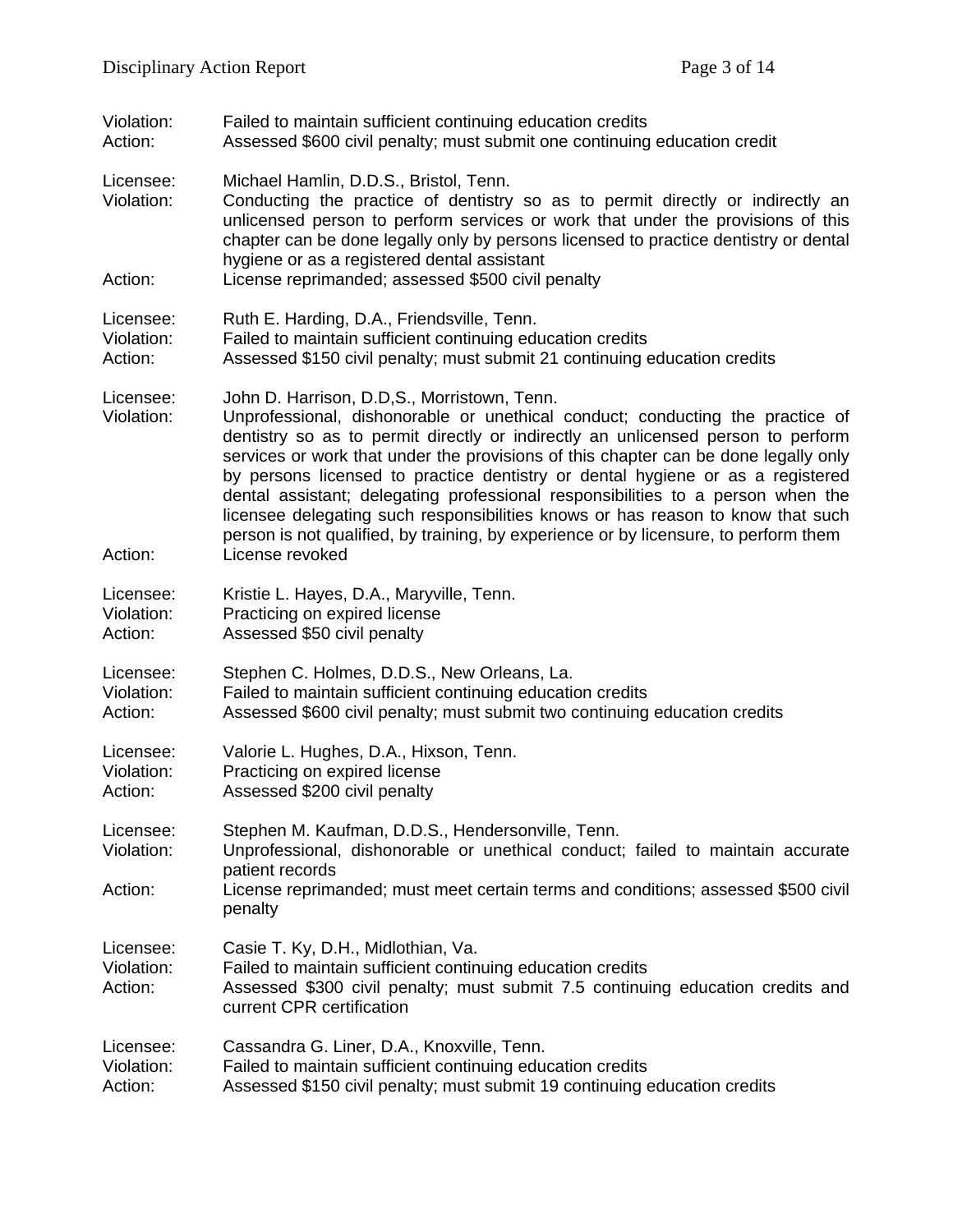Violation: Failed to maintain sufficient continuing education credits
Action: Assessed $600 civil penalty; must submit one continuing education credit

Licensee: Michael Hamlin, D.D.S., Bristol, Tenn.
Violation: Conducting the practice of dentistry so as to permit directly or indirectly an unlicensed person to perform services or work that under the provisions of this chapter can be done legally only by persons licensed to practice dentistry or dental hygiene or as a registered dental assistant
Action: License reprimanded; assessed $500 civil penalty

Licensee: Ruth E. Harding, D.A., Friendsville, Tenn.
Violation: Failed to maintain sufficient continuing education credits
Action: Assessed $150 civil penalty; must submit 21 continuing education credits

Licensee: John D. Harrison, D.D,S., Morristown, Tenn.
Violation: Unprofessional, dishonorable or unethical conduct; conducting the practice of dentistry so as to permit directly or indirectly an unlicensed person to perform services or work that under the provisions of this chapter can be done legally only by persons licensed to practice dentistry or dental hygiene or as a registered dental assistant; delegating professional responsibilities to a person when the licensee delegating such responsibilities knows or has reason to know that such person is not qualified, by training, by experience or by licensure, to perform them
Action: License revoked

Licensee: Kristie L. Hayes, D.A., Maryville, Tenn.
Violation: Practicing on expired license
Action: Assessed $50 civil penalty

Licensee: Stephen C. Holmes, D.D.S., New Orleans, La.
Violation: Failed to maintain sufficient continuing education credits
Action: Assessed $600 civil penalty; must submit two continuing education credits

Licensee: Valorie L. Hughes, D.A., Hixson, Tenn.
Violation: Practicing on expired license
Action: Assessed $200 civil penalty

Licensee: Stephen M. Kaufman, D.D.S., Hendersonville, Tenn.
Violation: Unprofessional, dishonorable or unethical conduct; failed to maintain accurate patient records
Action: License reprimanded; must meet certain terms and conditions; assessed $500 civil penalty

Licensee: Casie T. Ky, D.H., Midlothian, Va.
Violation: Failed to maintain sufficient continuing education credits
Action: Assessed $300 civil penalty; must submit 7.5 continuing education credits and current CPR certification

Licensee: Cassandra G. Liner, D.A., Knoxville, Tenn.
Violation: Failed to maintain sufficient continuing education credits
Action: Assessed $150 civil penalty; must submit 19 continuing education credits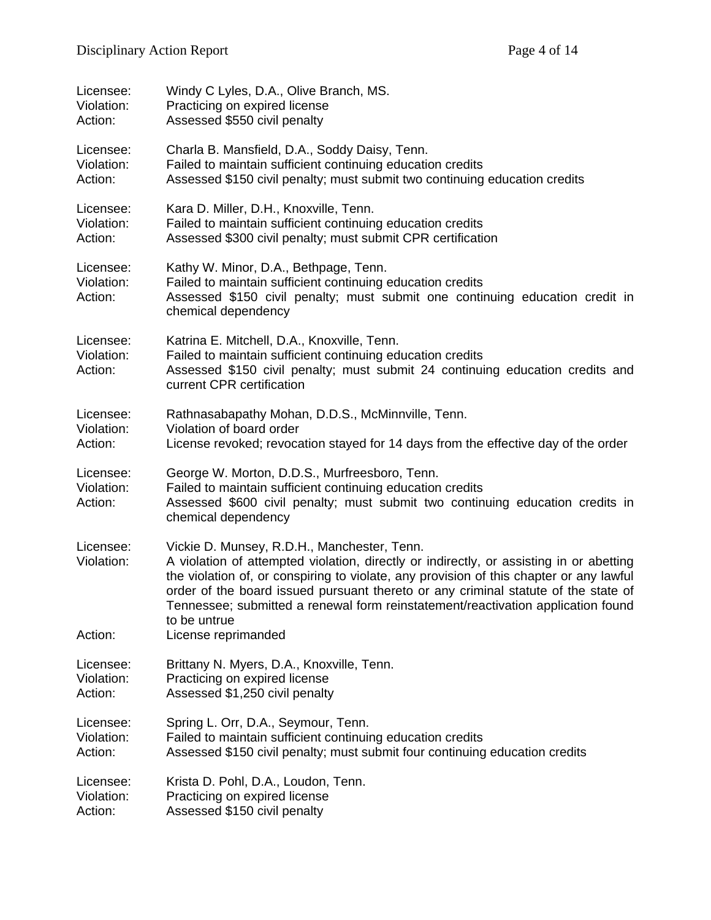Licensee: Windy C Lyles, D.A., Olive Branch, MS.
Violation: Practicing on expired license
Action: Assessed $550 civil penalty

Licensee: Charla B. Mansfield, D.A., Soddy Daisy, Tenn.
Violation: Failed to maintain sufficient continuing education credits
Action: Assessed $150 civil penalty; must submit two continuing education credits

Licensee: Kara D. Miller, D.H., Knoxville, Tenn.
Violation: Failed to maintain sufficient continuing education credits
Action: Assessed $300 civil penalty; must submit CPR certification

Licensee: Kathy W. Minor, D.A., Bethpage, Tenn.
Violation: Failed to maintain sufficient continuing education credits
Action: Assessed $150 civil penalty; must submit one continuing education credit in chemical dependency

Licensee: Katrina E. Mitchell, D.A., Knoxville, Tenn.
Violation: Failed to maintain sufficient continuing education credits
Action: Assessed $150 civil penalty; must submit 24 continuing education credits and current CPR certification

Licensee: Rathnasabapathy Mohan, D.D.S., McMinnville, Tenn.
Violation: Violation of board order
Action: License revoked; revocation stayed for 14 days from the effective day of the order

Licensee: George W. Morton, D.D.S., Murfreesboro, Tenn.
Violation: Failed to maintain sufficient continuing education credits
Action: Assessed $600 civil penalty; must submit two continuing education credits in chemical dependency

Licensee: Vickie D. Munsey, R.D.H., Manchester, Tenn.
Violation: A violation of attempted violation, directly or indirectly, or assisting in or abetting the violation of, or conspiring to violate, any provision of this chapter or any lawful order of the board issued pursuant thereto or any criminal statute of the state of Tennessee; submitted a renewal form reinstatement/reactivation application found to be untrue
Action: License reprimanded

Licensee: Brittany N. Myers, D.A., Knoxville, Tenn.
Violation: Practicing on expired license
Action: Assessed $1,250 civil penalty

Licensee: Spring L. Orr, D.A., Seymour, Tenn.
Violation: Failed to maintain sufficient continuing education credits
Action: Assessed $150 civil penalty; must submit four continuing education credits

Licensee: Krista D. Pohl, D.A., Loudon, Tenn.
Violation: Practicing on expired license
Action: Assessed $150 civil penalty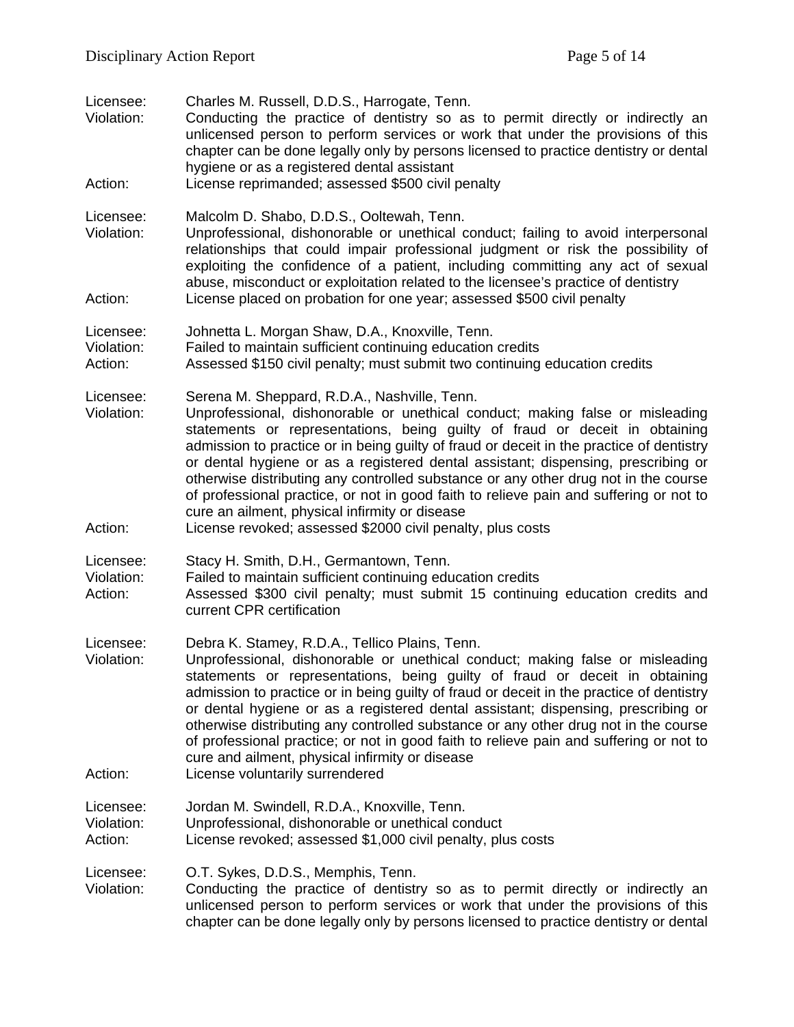Licensee: Charles M. Russell, D.D.S., Harrogate, Tenn.
Violation: Conducting the practice of dentistry so as to permit directly or indirectly an unlicensed person to perform services or work that under the provisions of this chapter can be done legally only by persons licensed to practice dentistry or dental hygiene or as a registered dental assistant
Action: License reprimanded; assessed $500 civil penalty

Licensee: Malcolm D. Shabo, D.D.S., Ooltewah, Tenn.
Violation: Unprofessional, dishonorable or unethical conduct; failing to avoid interpersonal relationships that could impair professional judgment or risk the possibility of exploiting the confidence of a patient, including committing any act of sexual abuse, misconduct or exploitation related to the licensee's practice of dentistry
Action: License placed on probation for one year; assessed $500 civil penalty

Licensee: Johnetta L. Morgan Shaw, D.A., Knoxville, Tenn.
Violation: Failed to maintain sufficient continuing education credits
Action: Assessed $150 civil penalty; must submit two continuing education credits

Licensee: Serena M. Sheppard, R.D.A., Nashville, Tenn.
Violation: Unprofessional, dishonorable or unethical conduct; making false or misleading statements or representations, being guilty of fraud or deceit in obtaining admission to practice or in being guilty of fraud or deceit in the practice of dentistry or dental hygiene or as a registered dental assistant; dispensing, prescribing or otherwise distributing any controlled substance or any other drug not in the course of professional practice, or not in good faith to relieve pain and suffering or not to cure an ailment, physical infirmity or disease
Action: License revoked; assessed $2000 civil penalty, plus costs

Licensee: Stacy H. Smith, D.H., Germantown, Tenn.
Violation: Failed to maintain sufficient continuing education credits
Action: Assessed $300 civil penalty; must submit 15 continuing education credits and current CPR certification

Licensee: Debra K. Stamey, R.D.A., Tellico Plains, Tenn.
Violation: Unprofessional, dishonorable or unethical conduct; making false or misleading statements or representations, being guilty of fraud or deceit in obtaining admission to practice or in being guilty of fraud or deceit in the practice of dentistry or dental hygiene or as a registered dental assistant; dispensing, prescribing or otherwise distributing any controlled substance or any other drug not in the course of professional practice; or not in good faith to relieve pain and suffering or not to cure and ailment, physical infirmity or disease
Action: License voluntarily surrendered

Licensee: Jordan M. Swindell, R.D.A., Knoxville, Tenn.
Violation: Unprofessional, dishonorable or unethical conduct
Action: License revoked; assessed $1,000 civil penalty, plus costs

Licensee: O.T. Sykes, D.D.S., Memphis, Tenn.
Violation: Conducting the practice of dentistry so as to permit directly or indirectly an unlicensed person to perform services or work that under the provisions of this chapter can be done legally only by persons licensed to practice dentistry or dental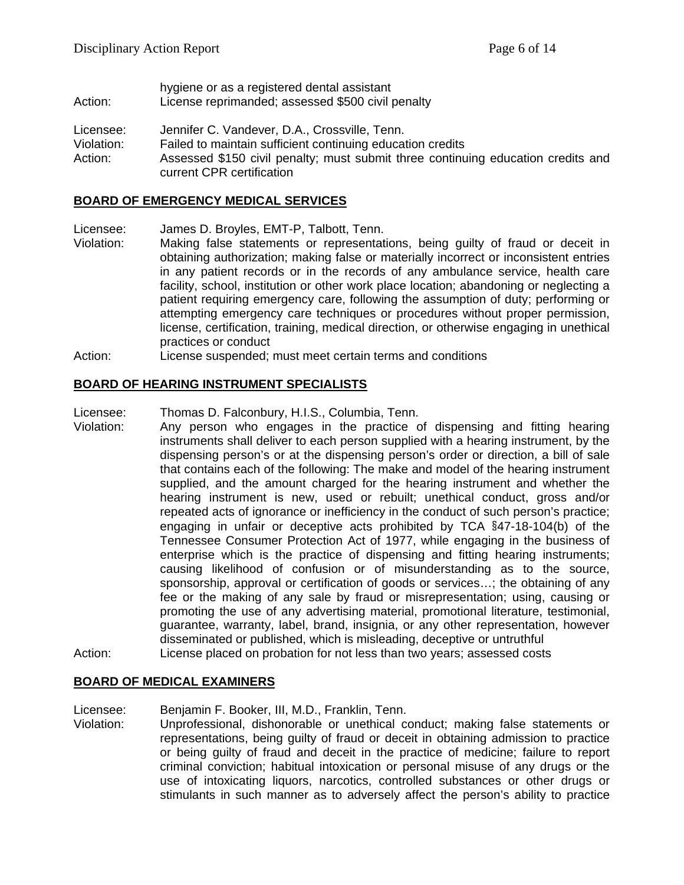hygiene or as a registered dental assistant

Action: License reprimanded; assessed $500 civil penalty

Licensee: Jennifer C. Vandever, D.A., Crossville, Tenn.

Violation: Failed to maintain sufficient continuing education credits

Action: Assessed $150 civil penalty; must submit three continuing education credits and current CPR certification

## BOARD OF EMERGENCY MEDICAL SERVICES

Licensee: James D. Broyles, EMT-P, Talbott, Tenn.

Violation: Making false statements or representations, being guilty of fraud or deceit in obtaining authorization; making false or materially incorrect or inconsistent entries in any patient records or in the records of any ambulance service, health care facility, school, institution or other work place location; abandoning or neglecting a patient requiring emergency care, following the assumption of duty; performing or attempting emergency care techniques or procedures without proper permission, license, certification, training, medical direction, or otherwise engaging in unethical practices or conduct

Action: License suspended; must meet certain terms and conditions

## BOARD OF HEARING INSTRUMENT SPECIALISTS

Licensee: Thomas D. Falconbury, H.I.S., Columbia, Tenn.

Violation: Any person who engages in the practice of dispensing and fitting hearing instruments shall deliver to each person supplied with a hearing instrument, by the dispensing person's or at the dispensing person's order or direction, a bill of sale that contains each of the following: The make and model of the hearing instrument supplied, and the amount charged for the hearing instrument and whether the hearing instrument is new, used or rebuilt; unethical conduct, gross and/or repeated acts of ignorance or inefficiency in the conduct of such person's practice; engaging in unfair or deceptive acts prohibited by TCA §47-18-104(b) of the Tennessee Consumer Protection Act of 1977, while engaging in the business of enterprise which is the practice of dispensing and fitting hearing instruments; causing likelihood of confusion or of misunderstanding as to the source, sponsorship, approval or certification of goods or services…; the obtaining of any fee or the making of any sale by fraud or misrepresentation; using, causing or promoting the use of any advertising material, promotional literature, testimonial, guarantee, warranty, label, brand, insignia, or any other representation, however disseminated or published, which is misleading, deceptive or untruthful

Action: License placed on probation for not less than two years; assessed costs

## BOARD OF MEDICAL EXAMINERS

Licensee: Benjamin F. Booker, III, M.D., Franklin, Tenn.

Violation: Unprofessional, dishonorable or unethical conduct; making false statements or representations, being guilty of fraud or deceit in obtaining admission to practice or being guilty of fraud and deceit in the practice of medicine; failure to report criminal conviction; habitual intoxication or personal misuse of any drugs or the use of intoxicating liquors, narcotics, controlled substances or other drugs or stimulants in such manner as to adversely affect the person's ability to practice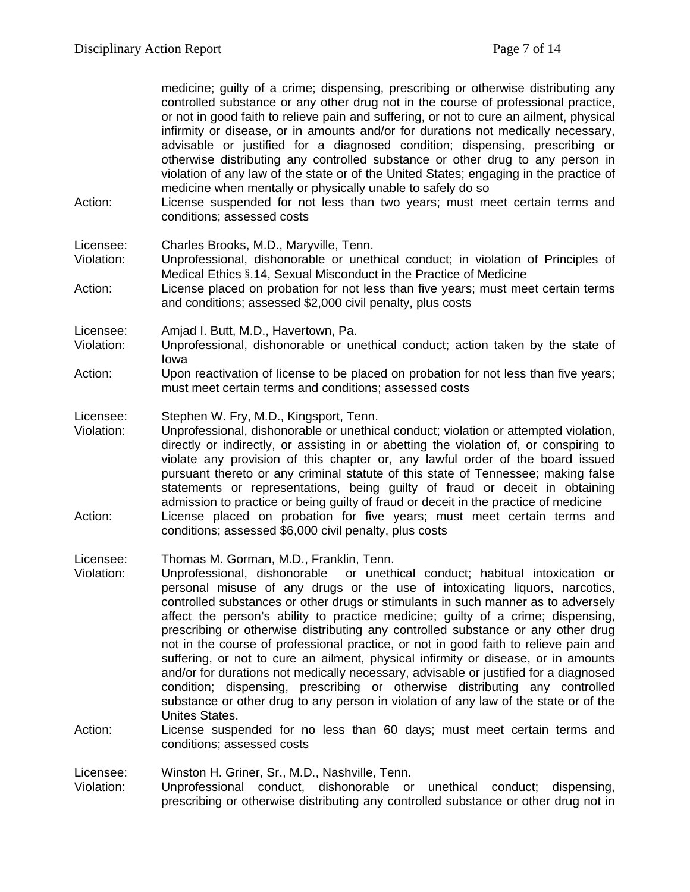medicine; guilty of a crime; dispensing, prescribing or otherwise distributing any controlled substance or any other drug not in the course of professional practice, or not in good faith to relieve pain and suffering, or not to cure an ailment, physical infirmity or disease, or in amounts and/or for durations not medically necessary, advisable or justified for a diagnosed condition; dispensing, prescribing or otherwise distributing any controlled substance or other drug to any person in violation of any law of the state or of the United States; engaging in the practice of medicine when mentally or physically unable to safely do so

Action: License suspended for not less than two years; must meet certain terms and conditions; assessed costs

Licensee: Charles Brooks, M.D., Maryville, Tenn.
Violation: Unprofessional, dishonorable or unethical conduct; in violation of Principles of Medical Ethics §.14, Sexual Misconduct in the Practice of Medicine
Action: License placed on probation for not less than five years; must meet certain terms and conditions; assessed $2,000 civil penalty, plus costs

Licensee: Amjad I. Butt, M.D., Havertown, Pa.
Violation: Unprofessional, dishonorable or unethical conduct; action taken by the state of Iowa
Action: Upon reactivation of license to be placed on probation for not less than five years; must meet certain terms and conditions; assessed costs

Licensee: Stephen W. Fry, M.D., Kingsport, Tenn.
Violation: Unprofessional, dishonorable or unethical conduct; violation or attempted violation, directly or indirectly, or assisting in or abetting the violation of, or conspiring to violate any provision of this chapter or, any lawful order of the board issued pursuant thereto or any criminal statute of this state of Tennessee; making false statements or representations, being guilty of fraud or deceit in obtaining admission to practice or being guilty of fraud or deceit in the practice of medicine
Action: License placed on probation for five years; must meet certain terms and conditions; assessed $6,000 civil penalty, plus costs

Licensee: Thomas M. Gorman, M.D., Franklin, Tenn.
Violation: Unprofessional, dishonorable or unethical conduct; habitual intoxication or personal misuse of any drugs or the use of intoxicating liquors, narcotics, controlled substances or other drugs or stimulants in such manner as to adversely affect the person's ability to practice medicine; guilty of a crime; dispensing, prescribing or otherwise distributing any controlled substance or any other drug not in the course of professional practice, or not in good faith to relieve pain and suffering, or not to cure an ailment, physical infirmity or disease, or in amounts and/or for durations not medically necessary, advisable or justified for a diagnosed condition; dispensing, prescribing or otherwise distributing any controlled substance or other drug to any person in violation of any law of the state or of the Unites States.
Action: License suspended for no less than 60 days; must meet certain terms and conditions; assessed costs

Licensee: Winston H. Griner, Sr., M.D., Nashville, Tenn.
Violation: Unprofessional conduct, dishonorable or unethical conduct; dispensing, prescribing or otherwise distributing any controlled substance or other drug not in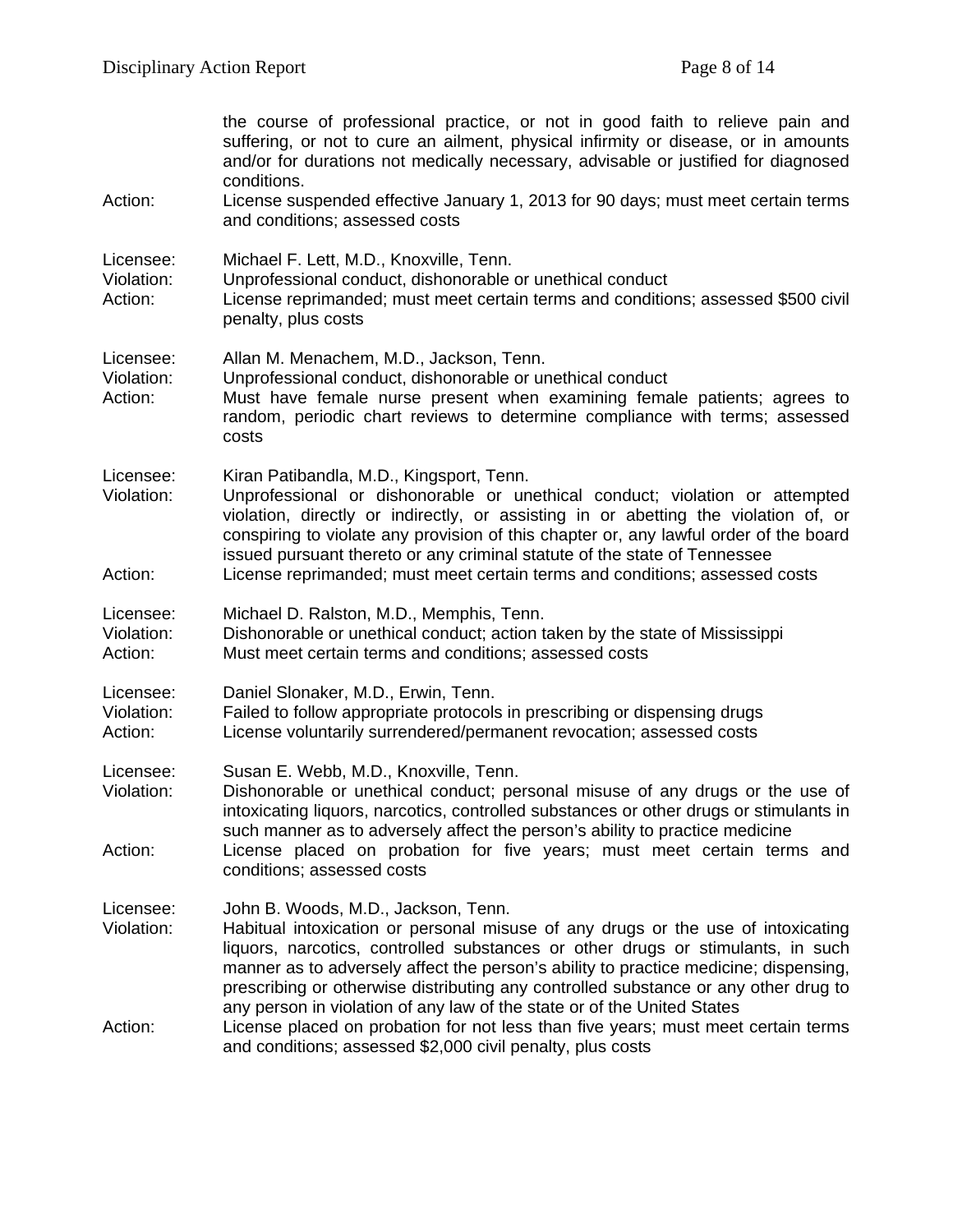the course of professional practice, or not in good faith to relieve pain and suffering, or not to cure an ailment, physical infirmity or disease, or in amounts and/or for durations not medically necessary, advisable or justified for diagnosed conditions.

Action: License suspended effective January 1, 2013 for 90 days; must meet certain terms and conditions; assessed costs

Licensee: Michael F. Lett, M.D., Knoxville, Tenn.
Violation: Unprofessional conduct, dishonorable or unethical conduct
Action: License reprimanded; must meet certain terms and conditions; assessed $500 civil penalty, plus costs

Licensee: Allan M. Menachem, M.D., Jackson, Tenn.
Violation: Unprofessional conduct, dishonorable or unethical conduct
Action: Must have female nurse present when examining female patients; agrees to random, periodic chart reviews to determine compliance with terms; assessed costs

Licensee: Kiran Patibandla, M.D., Kingsport, Tenn.
Violation: Unprofessional or dishonorable or unethical conduct; violation or attempted violation, directly or indirectly, or assisting in or abetting the violation of, or conspiring to violate any provision of this chapter or, any lawful order of the board issued pursuant thereto or any criminal statute of the state of Tennessee
Action: License reprimanded; must meet certain terms and conditions; assessed costs

Licensee: Michael D. Ralston, M.D., Memphis, Tenn.
Violation: Dishonorable or unethical conduct; action taken by the state of Mississippi
Action: Must meet certain terms and conditions; assessed costs

Licensee: Daniel Slonaker, M.D., Erwin, Tenn.
Violation: Failed to follow appropriate protocols in prescribing or dispensing drugs
Action: License voluntarily surrendered/permanent revocation; assessed costs

Licensee: Susan E. Webb, M.D., Knoxville, Tenn.
Violation: Dishonorable or unethical conduct; personal misuse of any drugs or the use of intoxicating liquors, narcotics, controlled substances or other drugs or stimulants in such manner as to adversely affect the person's ability to practice medicine
Action: License placed on probation for five years; must meet certain terms and conditions; assessed costs

Licensee: John B. Woods, M.D., Jackson, Tenn.
Violation: Habitual intoxication or personal misuse of any drugs or the use of intoxicating liquors, narcotics, controlled substances or other drugs or stimulants, in such manner as to adversely affect the person's ability to practice medicine; dispensing, prescribing or otherwise distributing any controlled substance or any other drug to any person in violation of any law of the state or of the United States
Action: License placed on probation for not less than five years; must meet certain terms and conditions; assessed $2,000 civil penalty, plus costs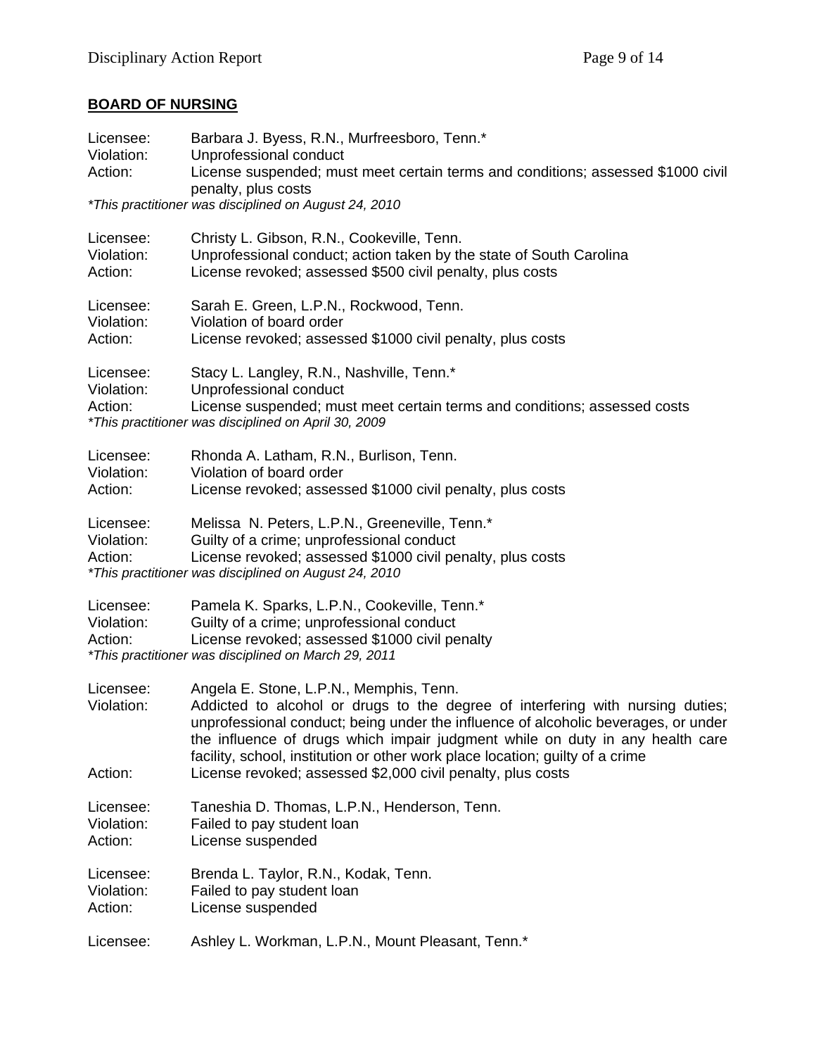## BOARD OF NURSING

Licensee: Barbara J. Byess, R.N., Murfreesboro, Tenn.*
Violation: Unprofessional conduct
Action: License suspended; must meet certain terms and conditions; assessed $1000 civil penalty, plus costs
*This practitioner was disciplined on August 24, 2010*

Licensee: Christy L. Gibson, R.N., Cookeville, Tenn.
Violation: Unprofessional conduct; action taken by the state of South Carolina
Action: License revoked; assessed $500 civil penalty, plus costs

Licensee: Sarah E. Green, L.P.N., Rockwood, Tenn.
Violation: Violation of board order
Action: License revoked; assessed $1000 civil penalty, plus costs

Licensee: Stacy L. Langley, R.N., Nashville, Tenn.*
Violation: Unprofessional conduct
Action: License suspended; must meet certain terms and conditions; assessed costs
*This practitioner was disciplined on April 30, 2009*

Licensee: Rhonda A. Latham, R.N., Burlison, Tenn.
Violation: Violation of board order
Action: License revoked; assessed $1000 civil penalty, plus costs

Licensee: Melissa N. Peters, L.P.N., Greeneville, Tenn.*
Violation: Guilty of a crime; unprofessional conduct
Action: License revoked; assessed $1000 civil penalty, plus costs
*This practitioner was disciplined on August 24, 2010*

Licensee: Pamela K. Sparks, L.P.N., Cookeville, Tenn.*
Violation: Guilty of a crime; unprofessional conduct
Action: License revoked; assessed $1000 civil penalty
*This practitioner was disciplined on March 29, 2011*

Licensee: Angela E. Stone, L.P.N., Memphis, Tenn.
Violation: Addicted to alcohol or drugs to the degree of interfering with nursing duties; unprofessional conduct; being under the influence of alcoholic beverages, or under the influence of drugs which impair judgment while on duty in any health care facility, school, institution or other work place location; guilty of a crime
Action: License revoked; assessed $2,000 civil penalty, plus costs

Licensee: Taneshia D. Thomas, L.P.N., Henderson, Tenn.
Violation: Failed to pay student loan
Action: License suspended

Licensee: Brenda L. Taylor, R.N., Kodak, Tenn.
Violation: Failed to pay student loan
Action: License suspended

Licensee: Ashley L. Workman, L.P.N., Mount Pleasant, Tenn.*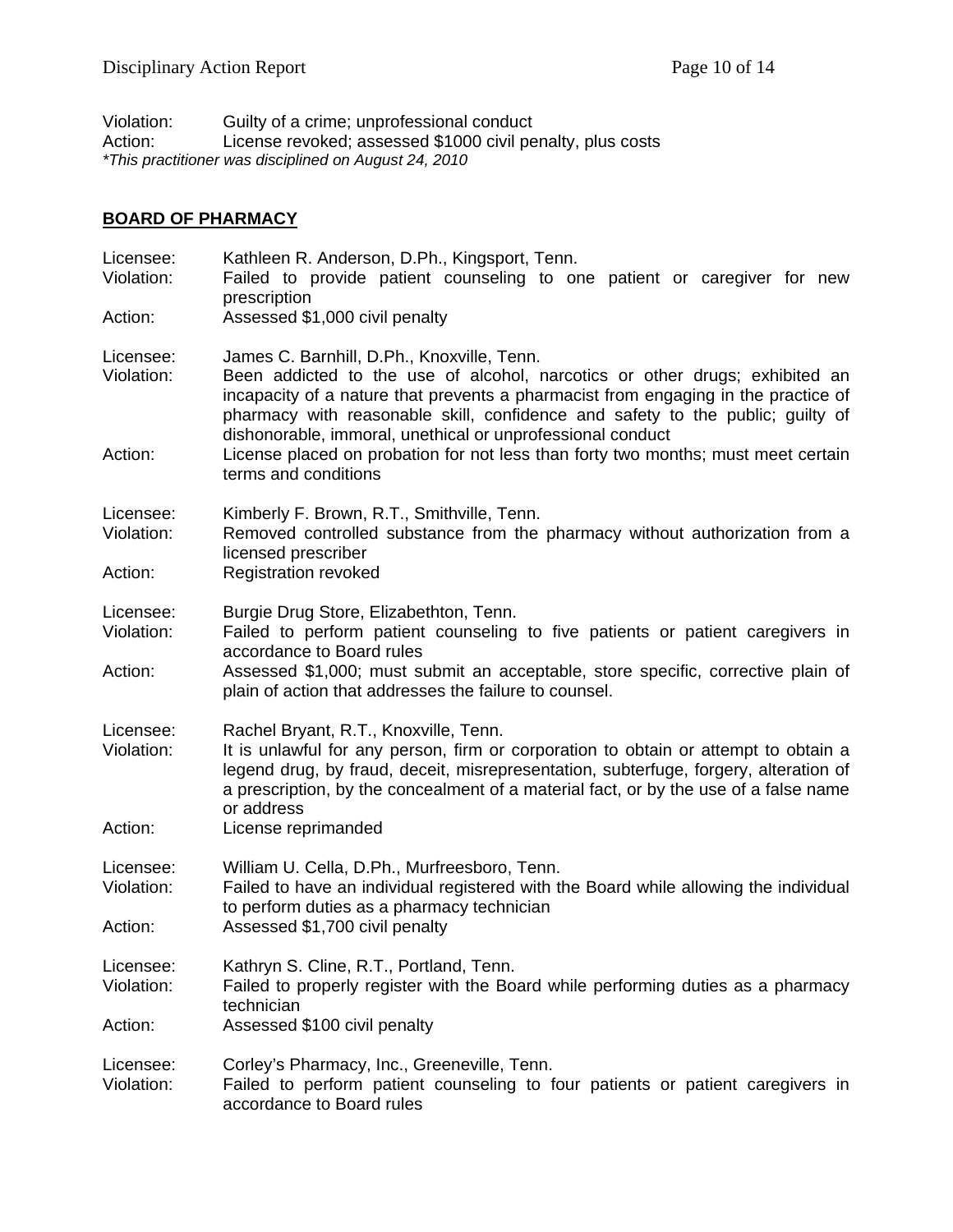Violation: Guilty of a crime; unprofessional conduct
Action: License revoked; assessed $1000 civil penalty, plus costs
*This practitioner was disciplined on August 24, 2010*

**BOARD OF PHARMACY**

Licensee: Kathleen R. Anderson, D.Ph., Kingsport, Tenn.
Violation: Failed to provide patient counseling to one patient or caregiver for new prescription
Action: Assessed $1,000 civil penalty

Licensee: James C. Barnhill, D.Ph., Knoxville, Tenn.
Violation: Been addicted to the use of alcohol, narcotics or other drugs; exhibited an incapacity of a nature that prevents a pharmacist from engaging in the practice of pharmacy with reasonable skill, confidence and safety to the public; guilty of dishonorable, immoral, unethical or unprofessional conduct
Action: License placed on probation for not less than forty two months; must meet certain terms and conditions

Licensee: Kimberly F. Brown, R.T., Smithville, Tenn.
Violation: Removed controlled substance from the pharmacy without authorization from a licensed prescriber
Action: Registration revoked

Licensee: Burgie Drug Store, Elizabethton, Tenn.
Violation: Failed to perform patient counseling to five patients or patient caregivers in accordance to Board rules
Action: Assessed $1,000; must submit an acceptable, store specific, corrective plain of plain of action that addresses the failure to counsel.

Licensee: Rachel Bryant, R.T., Knoxville, Tenn.
Violation: It is unlawful for any person, firm or corporation to obtain or attempt to obtain a legend drug, by fraud, deceit, misrepresentation, subterfuge, forgery, alteration of a prescription, by the concealment of a material fact, or by the use of a false name or address
Action: License reprimanded

Licensee: William U. Cella, D.Ph., Murfreesboro, Tenn.
Violation: Failed to have an individual registered with the Board while allowing the individual to perform duties as a pharmacy technician
Action: Assessed $1,700 civil penalty

Licensee: Kathryn S. Cline, R.T., Portland, Tenn.
Violation: Failed to properly register with the Board while performing duties as a pharmacy technician
Action: Assessed $100 civil penalty

Licensee: Corley's Pharmacy, Inc., Greeneville, Tenn.
Violation: Failed to perform patient counseling to four patients or patient caregivers in accordance to Board rules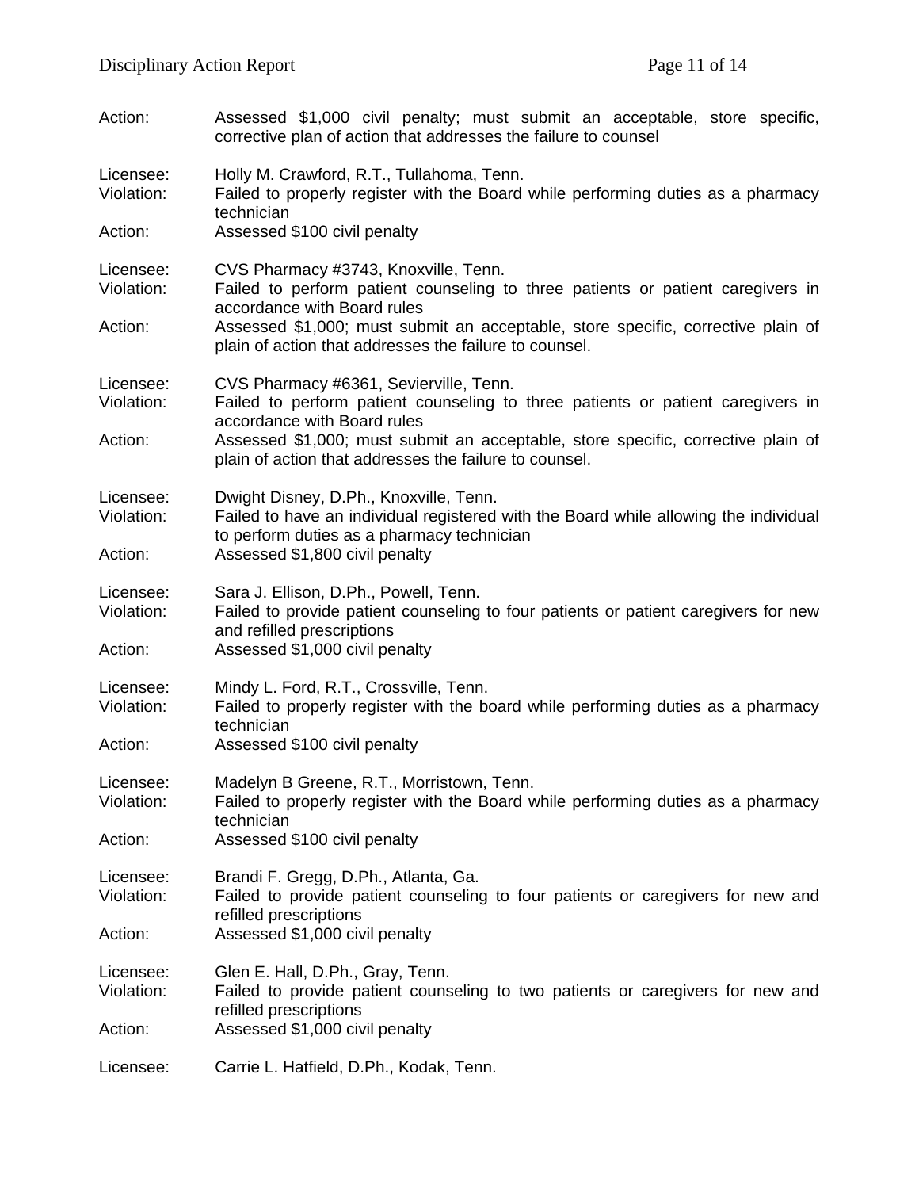Action: Assessed $1,000 civil penalty; must submit an acceptable, store specific, corrective plan of action that addresses the failure to counsel

Licensee: Holly M. Crawford, R.T., Tullahoma, Tenn.
Violation: Failed to properly register with the Board while performing duties as a pharmacy technician
Action: Assessed $100 civil penalty

Licensee: CVS Pharmacy #3743, Knoxville, Tenn.
Violation: Failed to perform patient counseling to three patients or patient caregivers in accordance with Board rules
Action: Assessed $1,000; must submit an acceptable, store specific, corrective plain of plain of action that addresses the failure to counsel.

Licensee: CVS Pharmacy #6361, Sevierville, Tenn.
Violation: Failed to perform patient counseling to three patients or patient caregivers in accordance with Board rules
Action: Assessed $1,000; must submit an acceptable, store specific, corrective plain of plain of action that addresses the failure to counsel.

Licensee: Dwight Disney, D.Ph., Knoxville, Tenn.
Violation: Failed to have an individual registered with the Board while allowing the individual to perform duties as a pharmacy technician
Action: Assessed $1,800 civil penalty

Licensee: Sara J. Ellison, D.Ph., Powell, Tenn.
Violation: Failed to provide patient counseling to four patients or patient caregivers for new and refilled prescriptions
Action: Assessed $1,000 civil penalty

Licensee: Mindy L. Ford, R.T., Crossville, Tenn.
Violation: Failed to properly register with the board while performing duties as a pharmacy technician
Action: Assessed $100 civil penalty

Licensee: Madelyn B Greene, R.T., Morristown, Tenn.
Violation: Failed to properly register with the Board while performing duties as a pharmacy technician
Action: Assessed $100 civil penalty

Licensee: Brandi F. Gregg, D.Ph., Atlanta, Ga.
Violation: Failed to provide patient counseling to four patients or caregivers for new and refilled prescriptions
Action: Assessed $1,000 civil penalty

Licensee: Glen E. Hall, D.Ph., Gray, Tenn.
Violation: Failed to provide patient counseling to two patients or caregivers for new and refilled prescriptions
Action: Assessed $1,000 civil penalty

Licensee: Carrie L. Hatfield, D.Ph., Kodak, Tenn.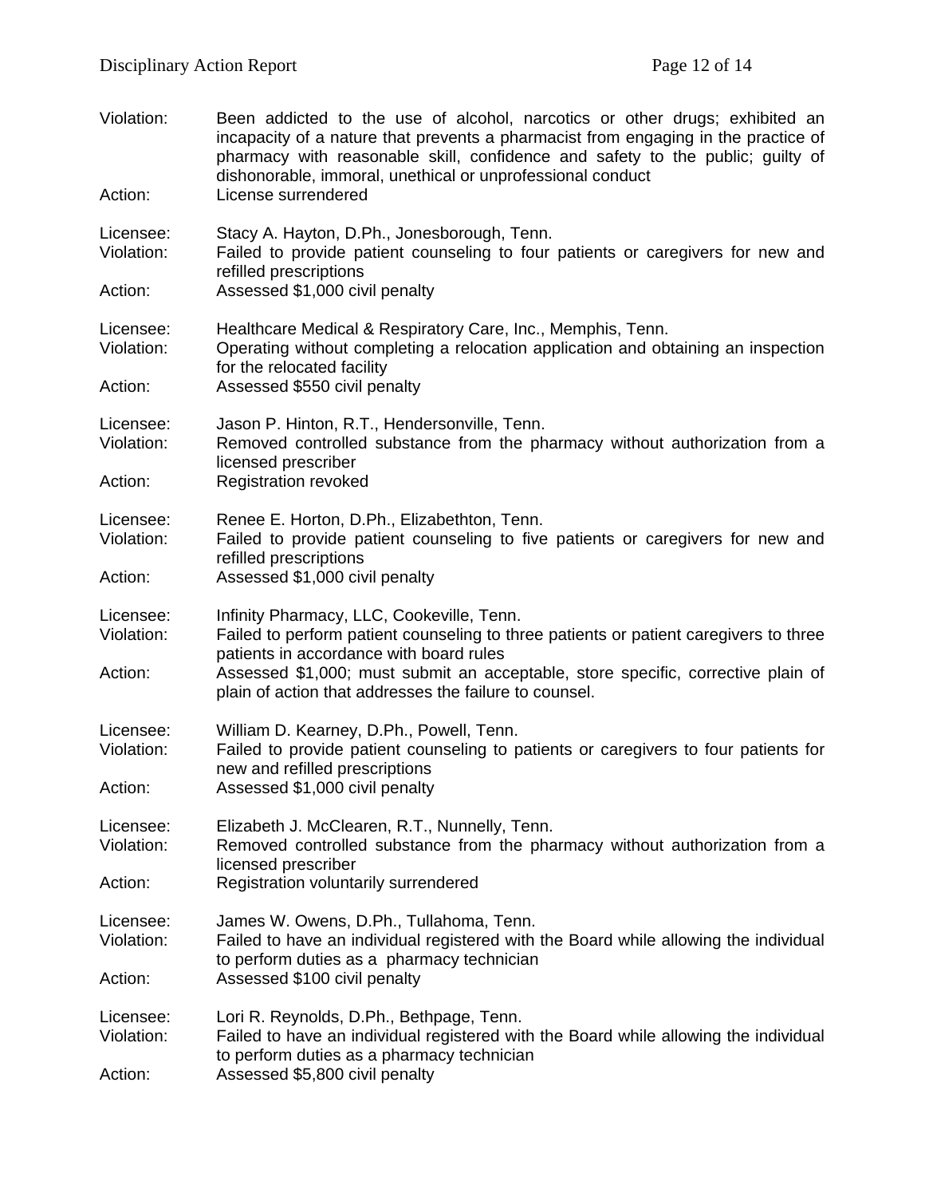Violation: Been addicted to the use of alcohol, narcotics or other drugs; exhibited an incapacity of a nature that prevents a pharmacist from engaging in the practice of pharmacy with reasonable skill, confidence and safety to the public; guilty of dishonorable, immoral, unethical or unprofessional conduct
Action: License surrendered

Licensee: Stacy A. Hayton, D.Ph., Jonesborough, Tenn.
Violation: Failed to provide patient counseling to four patients or caregivers for new and refilled prescriptions
Action: Assessed $1,000 civil penalty

Licensee: Healthcare Medical & Respiratory Care, Inc., Memphis, Tenn.
Violation: Operating without completing a relocation application and obtaining an inspection for the relocated facility
Action: Assessed $550 civil penalty

Licensee: Jason P. Hinton, R.T., Hendersonville, Tenn.
Violation: Removed controlled substance from the pharmacy without authorization from a licensed prescriber
Action: Registration revoked

Licensee: Renee E. Horton, D.Ph., Elizabethton, Tenn.
Violation: Failed to provide patient counseling to five patients or caregivers for new and refilled prescriptions
Action: Assessed $1,000 civil penalty

Licensee: Infinity Pharmacy, LLC, Cookeville, Tenn.
Violation: Failed to perform patient counseling to three patients or patient caregivers to three patients in accordance with board rules
Action: Assessed $1,000; must submit an acceptable, store specific, corrective plain of plain of action that addresses the failure to counsel.

Licensee: William D. Kearney, D.Ph., Powell, Tenn.
Violation: Failed to provide patient counseling to patients or caregivers to four patients for new and refilled prescriptions
Action: Assessed $1,000 civil penalty

Licensee: Elizabeth J. McClearen, R.T., Nunnelly, Tenn.
Violation: Removed controlled substance from the pharmacy without authorization from a licensed prescriber
Action: Registration voluntarily surrendered

Licensee: James W. Owens, D.Ph., Tullahoma, Tenn.
Violation: Failed to have an individual registered with the Board while allowing the individual to perform duties as a pharmacy technician
Action: Assessed $100 civil penalty

Licensee: Lori R. Reynolds, D.Ph., Bethpage, Tenn.
Violation: Failed to have an individual registered with the Board while allowing the individual to perform duties as a pharmacy technician
Action: Assessed $5,800 civil penalty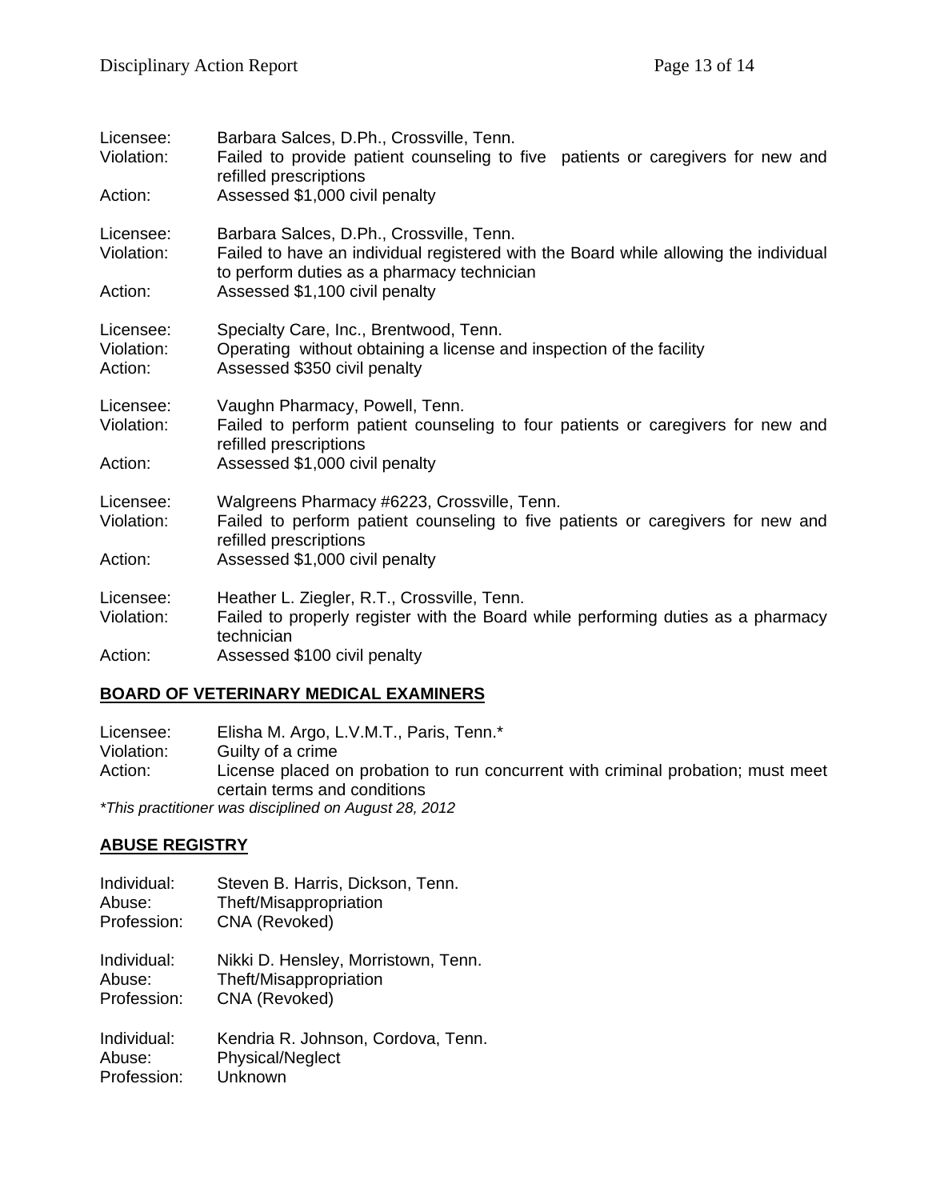Licensee: Barbara Salces, D.Ph., Crossville, Tenn.
Violation: Failed to provide patient counseling to five patients or caregivers for new and refilled prescriptions
Action: Assessed $1,000 civil penalty

Licensee: Barbara Salces, D.Ph., Crossville, Tenn.
Violation: Failed to have an individual registered with the Board while allowing the individual to perform duties as a pharmacy technician
Action: Assessed $1,100 civil penalty

Licensee: Specialty Care, Inc., Brentwood, Tenn.
Violation: Operating without obtaining a license and inspection of the facility
Action: Assessed $350 civil penalty

Licensee: Vaughn Pharmacy, Powell, Tenn.
Violation: Failed to perform patient counseling to four patients or caregivers for new and refilled prescriptions
Action: Assessed $1,000 civil penalty

Licensee: Walgreens Pharmacy #6223, Crossville, Tenn.
Violation: Failed to perform patient counseling to five patients or caregivers for new and refilled prescriptions
Action: Assessed $1,000 civil penalty

Licensee: Heather L. Ziegler, R.T., Crossville, Tenn.
Violation: Failed to properly register with the Board while performing duties as a pharmacy technician
Action: Assessed $100 civil penalty

## BOARD OF VETERINARY MEDICAL EXAMINERS

Licensee: Elisha M. Argo, L.V.M.T., Paris, Tenn.*
Violation: Guilty of a crime
Action: License placed on probation to run concurrent with criminal probation; must meet certain terms and conditions

*\*This practitioner was disciplined on August 28, 2012*

## ABUSE REGISTRY

Individual: Steven B. Harris, Dickson, Tenn.
Abuse: Theft/Misappropriation
Profession: CNA (Revoked)

Individual: Nikki D. Hensley, Morristown, Tenn.
Abuse: Theft/Misappropriation
Profession: CNA (Revoked)

Individual: Kendria R. Johnson, Cordova, Tenn.
Abuse: Physical/Neglect
Profession: Unknown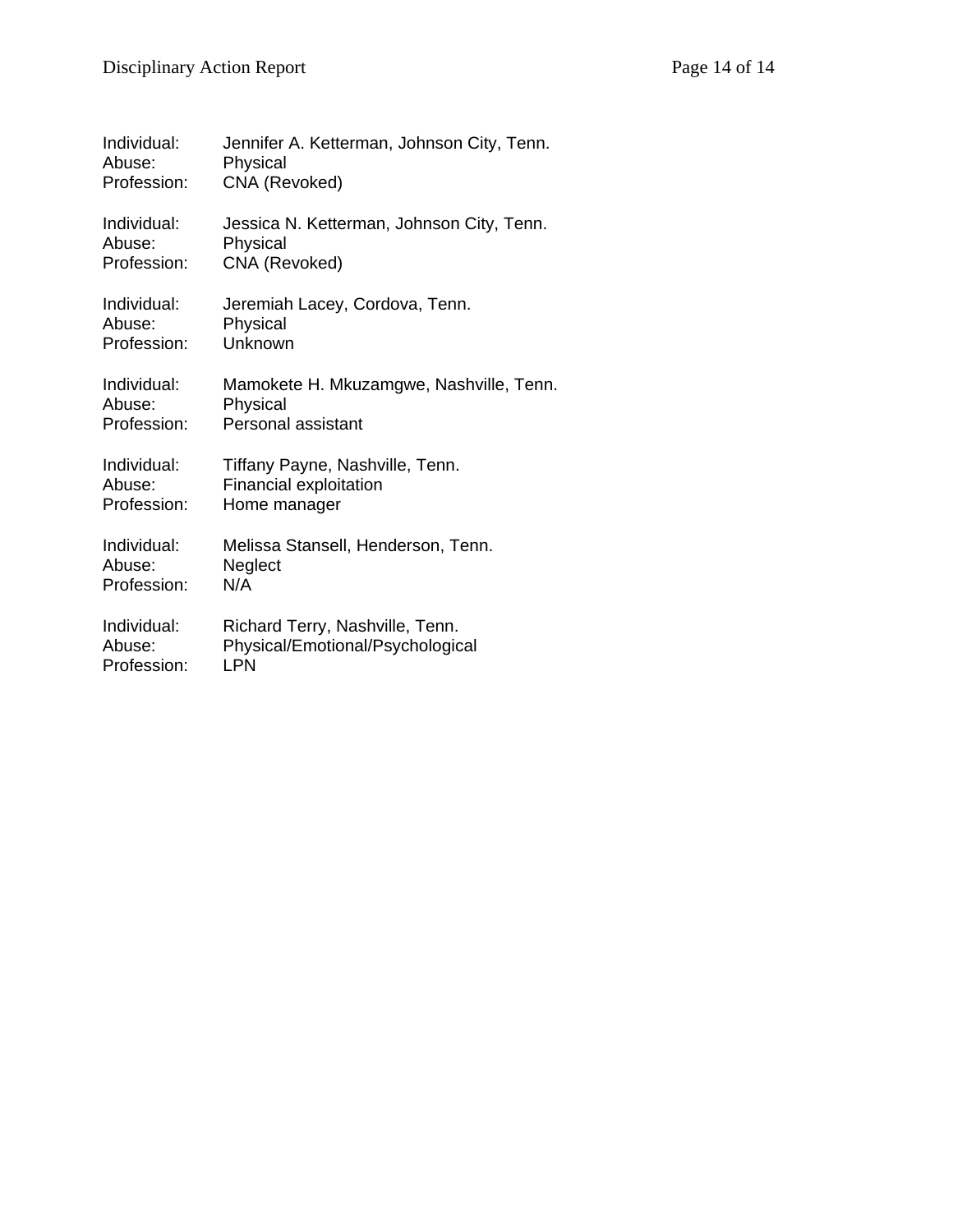Individual: Jennifer A. Ketterman, Johnson City, Tenn.
Abuse: Physical
Profession: CNA (Revoked)

Individual: Jessica N. Ketterman, Johnson City, Tenn.
Abuse: Physical
Profession: CNA (Revoked)

Individual: Jeremiah Lacey, Cordova, Tenn.
Abuse: Physical
Profession: Unknown

Individual: Mamokete H. Mkuzamgwe, Nashville, Tenn.
Abuse: Physical
Profession: Personal assistant

Individual: Tiffany Payne, Nashville, Tenn.
Abuse: Financial exploitation
Profession: Home manager

Individual: Melissa Stansell, Henderson, Tenn.
Abuse: Neglect
Profession: N/A

Individual: Richard Terry, Nashville, Tenn.
Abuse: Physical/Emotional/Psychological
Profession: LPN